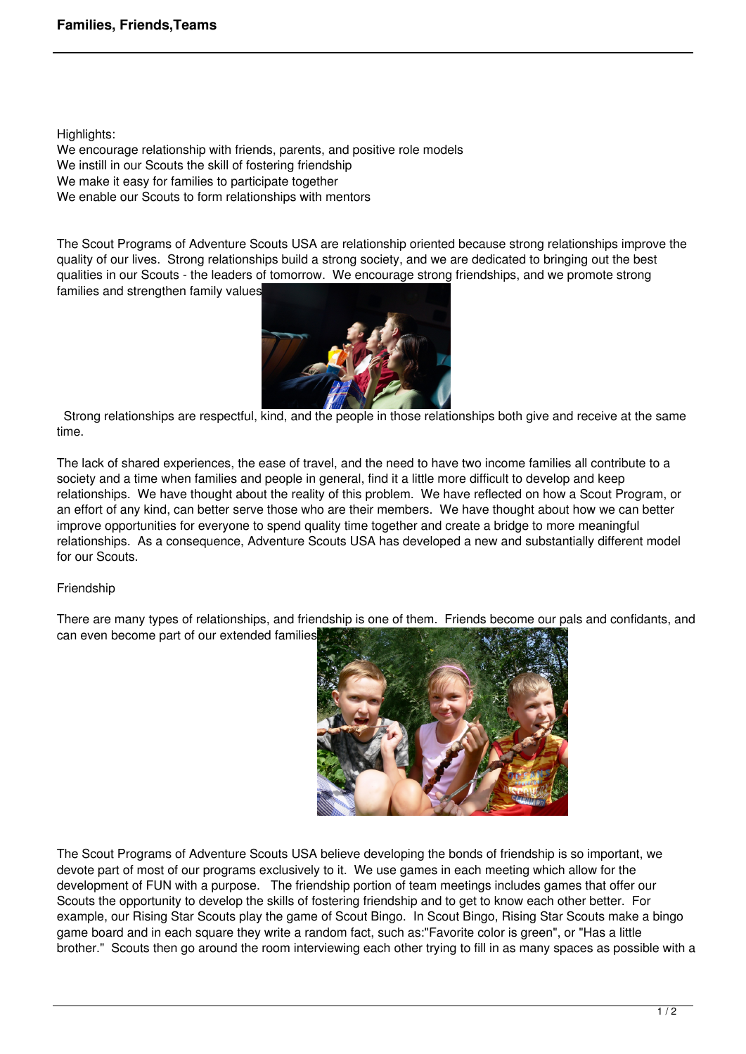# Families, Friends,Teams

Highlights:
We encourage relationship with friends, parents, and positive role models
We instill in our Scouts the skill of fostering friendship
We make it easy for families to participate together
We enable our Scouts to form relationships with mentors

The Scout Programs of Adventure Scouts USA are relationship oriented because strong relationships improve the quality of our lives. Strong relationships build a strong society, and we are dedicated to bringing out the best qualities in our Scouts - the leaders of tomorrow. We encourage strong friendships, and we promote strong families and strengthen family values.

Strong relationships are respectful, kind, and the people in those relationships both give and receive at the same time.

The lack of shared experiences, the ease of travel, and the need to have two income families all contribute to a society and a time when families and people in general, find it a little more difficult to develop and keep relationships. We have thought about the reality of this problem. We have reflected on how a Scout Program, or an effort of any kind, can better serve those who are their members. We have thought about how we can better improve opportunities for everyone to spend quality time together and create a bridge to more meaningful relationships. As a consequence, Adventure Scouts USA has developed a new and substantially different model for our Scouts.

## Friendship

There are many types of relationships, and friendship is one of them. Friends become our pals and confidants, and can even become part of our extended families.

The Scout Programs of Adventure Scouts USA believe developing the bonds of friendship is so important, we devote part of most of our programs exclusively to it. We use games in each meeting which allow for the development of FUN with a purpose. The friendship portion of team meetings includes games that offer our Scouts the opportunity to develop the skills of fostering friendship and to get to know each other better. For example, our Rising Star Scouts play the game of Scout Bingo. In Scout Bingo, Rising Star Scouts make a bingo game board and in each square they write a random fact, such as:"Favorite color is green", or "Has a little brother." Scouts then go around the room interviewing each other trying to fill in as many spaces as possible with a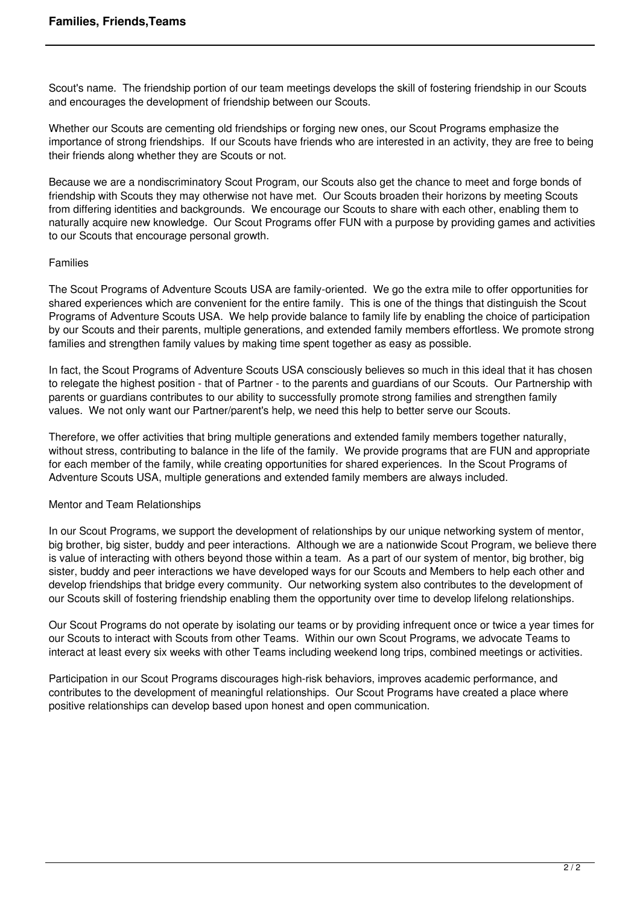Scout's name. The friendship portion of our team meetings develops the skill of fostering friendship in our Scouts and encourages the development of friendship between our Scouts.

Whether our Scouts are cementing old friendships or forging new ones, our Scout Programs emphasize the importance of strong friendships. If our Scouts have friends who are interested in an activity, they are free to being their friends along whether they are Scouts or not.

Because we are a nondiscriminatory Scout Program, our Scouts also get the chance to meet and forge bonds of friendship with Scouts they may otherwise not have met. Our Scouts broaden their horizons by meeting Scouts from differing identities and backgrounds. We encourage our Scouts to share with each other, enabling them to naturally acquire new knowledge. Our Scout Programs offer FUN with a purpose by providing games and activities to our Scouts that encourage personal growth.

## Families

The Scout Programs of Adventure Scouts USA are family-oriented. We go the extra mile to offer opportunities for shared experiences which are convenient for the entire family. This is one of the things that distinguish the Scout Programs of Adventure Scouts USA. We help provide balance to family life by enabling the choice of participation by our Scouts and their parents, multiple generations, and extended family members effortless. We promote strong families and strengthen family values by making time spent together as easy as possible.

In fact, the Scout Programs of Adventure Scouts USA consciously believes so much in this ideal that it has chosen to relegate the highest position - that of Partner - to the parents and guardians of our Scouts. Our Partnership with parents or guardians contributes to our ability to successfully promote strong families and strengthen family values. We not only want our Partner/parent's help, we need this help to better serve our Scouts.

Therefore, we offer activities that bring multiple generations and extended family members together naturally, without stress, contributing to balance in the life of the family. We provide programs that are FUN and appropriate for each member of the family, while creating opportunities for shared experiences. In the Scout Programs of Adventure Scouts USA, multiple generations and extended family members are always included.

## Mentor and Team Relationships

In our Scout Programs, we support the development of relationships by our unique networking system of mentor, big brother, big sister, buddy and peer interactions. Although we are a nationwide Scout Program, we believe there is value of interacting with others beyond those within a team. As a part of our system of mentor, big brother, big sister, buddy and peer interactions we have developed ways for our Scouts and Members to help each other and develop friendships that bridge every community. Our networking system also contributes to the development of our Scouts skill of fostering friendship enabling them the opportunity over time to develop lifelong relationships.

Our Scout Programs do not operate by isolating our teams or by providing infrequent once or twice a year times for our Scouts to interact with Scouts from other Teams. Within our own Scout Programs, we advocate Teams to interact at least every six weeks with other Teams including weekend long trips, combined meetings or activities.

Participation in our Scout Programs discourages high-risk behaviors, improves academic performance, and contributes to the development of meaningful relationships. Our Scout Programs have created a place where positive relationships can develop based upon honest and open communication.